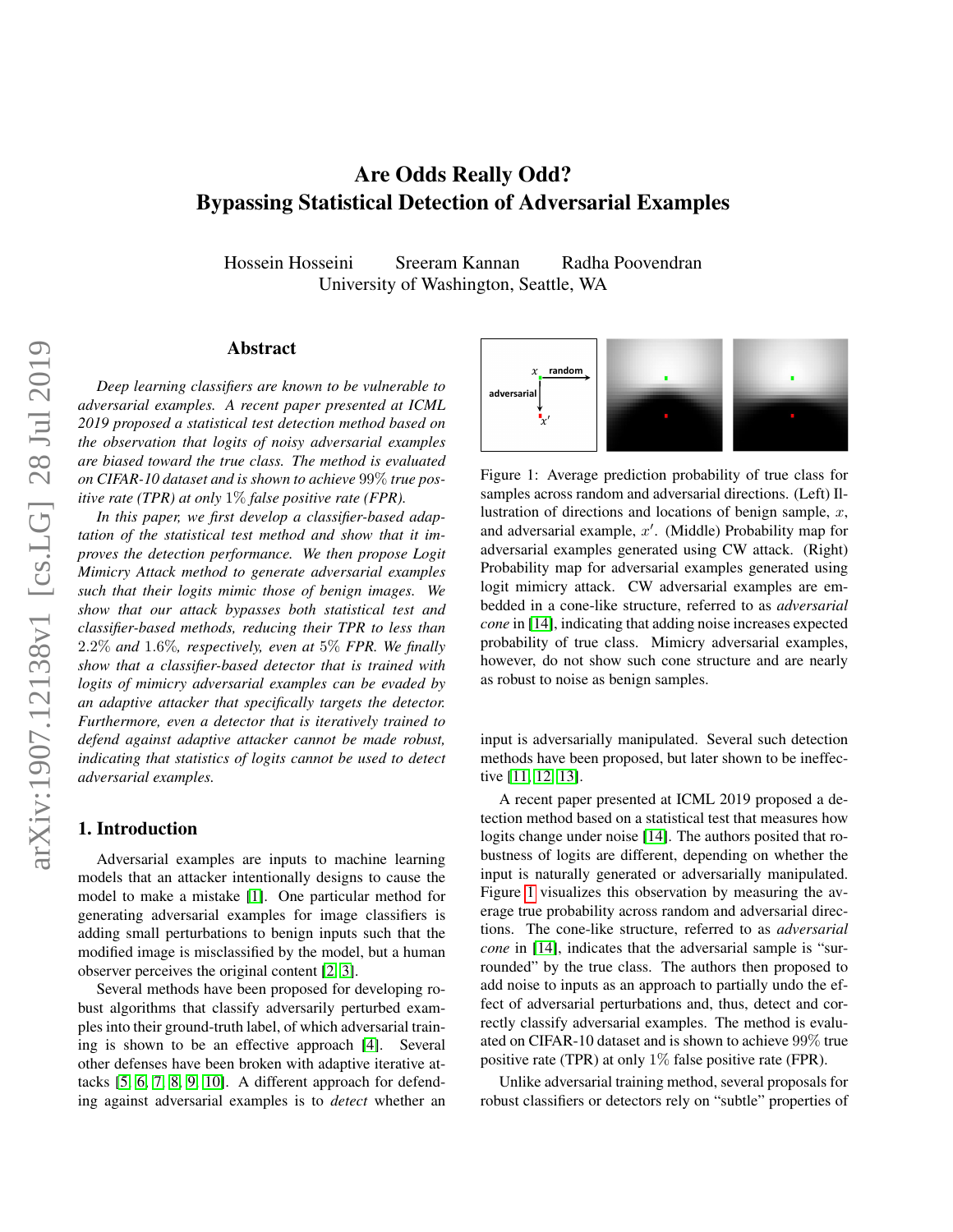# Are Odds Really Odd?
# Bypassing Statistical Detection of Adversarial Examples

Hossein Hosseini     Sreeram Kannan     Radha Poovendran
University of Washington, Seattle, WA

## Abstract

*Deep learning classifiers are known to be vulnerable to adversarial examples. A recent paper presented at ICML 2019 proposed a statistical test detection method based on the observation that logits of noisy adversarial examples are biased toward the true class. The method is evaluated on CIFAR-10 dataset and is shown to achieve $99\%$ true positive rate (TPR) at only $1\%$ false positive rate (FPR).*

*In this paper, we first develop a classifier-based adaptation of the statistical test method and show that it improves the detection performance. We then propose Logit Mimicry Attack method to generate adversarial examples such that their logits mimic those of benign images. We show that our attack bypasses both statistical test and classifier-based methods, reducing their TPR to less than $2.2\%$ and $1.6\%$, respectively, even at $5\%$ FPR. We finally show that a classifier-based detector that is trained with logits of mimicry adversarial examples can be evaded by an adaptive attacker that specifically targets the detector. Furthermore, even a detector that is iteratively trained to defend against adaptive attacker cannot be made robust, indicating that statistics of logits cannot be used to detect adversarial examples.*

Figure 1: Average prediction probability of true class for samples across random and adversarial directions. (Left) Illustration of directions and locations of benign sample, $x$, and adversarial example, $x'$. (Middle) Probability map for adversarial examples generated using CW attack. (Right) Probability map for adversarial examples generated using logit mimicry attack. CW adversarial examples are embedded in a cone-like structure, referred to as *adversarial cone* in [14], indicating that adding noise increases expected probability of true class. Mimicry adversarial examples, however, do not show such cone structure and are nearly as robust to noise as benign samples.

## 1. Introduction

Adversarial examples are inputs to machine learning models that an attacker intentionally designs to cause the model to make a mistake [1]. One particular method for generating adversarial examples for image classifiers is adding small perturbations to benign inputs such that the modified image is misclassified by the model, but a human observer perceives the original content [2, 3].

Several methods have been proposed for developing robust algorithms that classify adversarially perturbed examples into their ground-truth label, of which adversarial training is shown to be an effective approach [4]. Several other defenses have been broken with adaptive iterative attacks [5, 6, 7, 8, 9, 10]. A different approach for defending against adversarial examples is to *detect* whether an input is adversarially manipulated. Several such detection methods have been proposed, but later shown to be ineffective [11, 12, 13].

A recent paper presented at ICML 2019 proposed a detection method based on a statistical test that measures how logits change under noise [14]. The authors posited that robustness of logits are different, depending on whether the input is naturally generated or adversarially manipulated. Figure 1 visualizes this observation by measuring the average true probability across random and adversarial directions. The cone-like structure, referred to as *adversarial cone* in [14], indicates that the adversarial sample is "surrounded" by the true class. The authors then proposed to add noise to inputs as an approach to partially undo the effect of adversarial perturbations and, thus, detect and correctly classify adversarial examples. The method is evaluated on CIFAR-10 dataset and is shown to achieve $99\%$ true positive rate (TPR) at only $1\%$ false positive rate (FPR).

Unlike adversarial training method, several proposals for robust classifiers or detectors rely on "subtle" properties of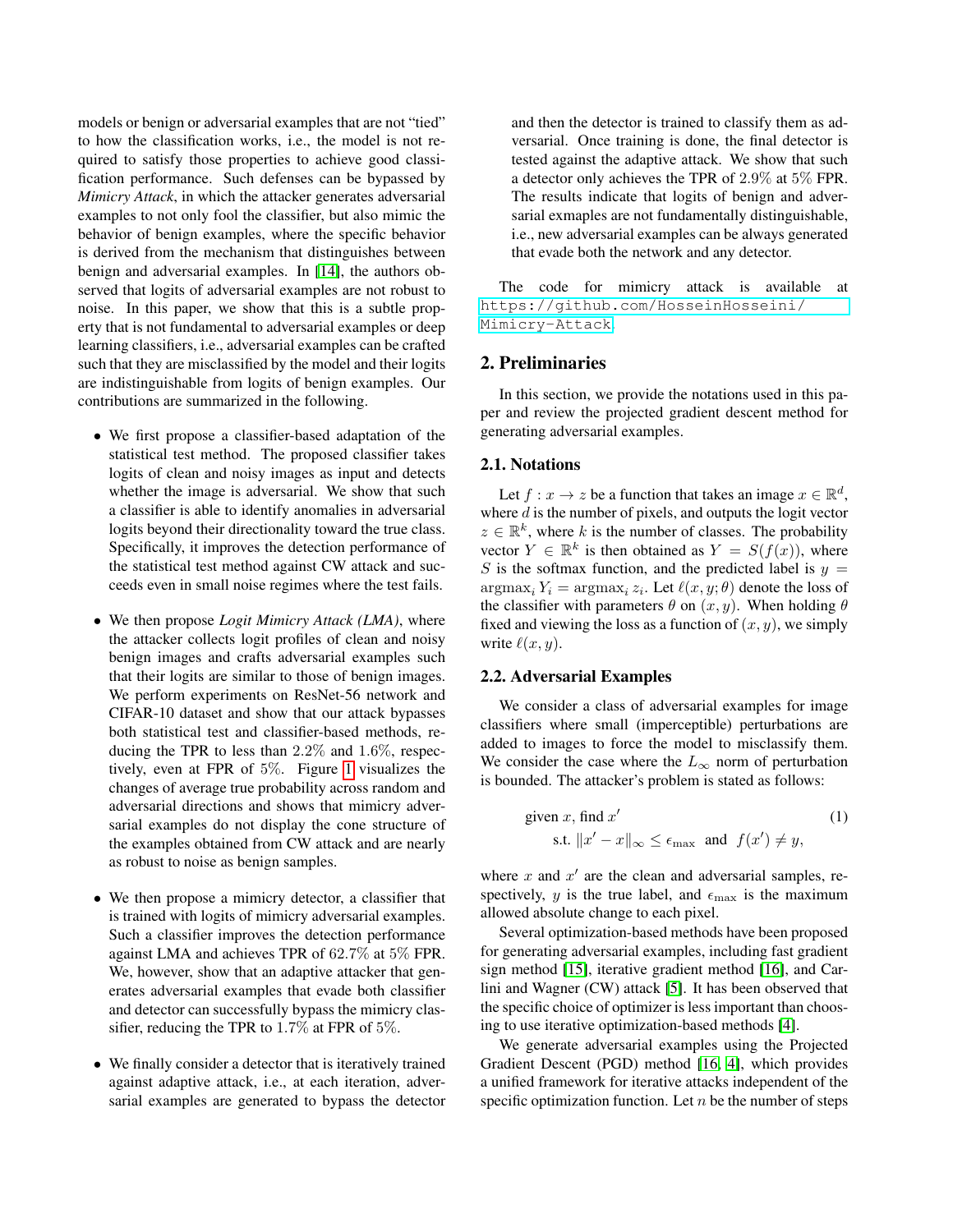models or benign or adversarial examples that are not "tied" to how the classification works, i.e., the model is not required to satisfy those properties to achieve good classification performance. Such defenses can be bypassed by *Mimicry Attack*, in which the attacker generates adversarial examples to not only fool the classifier, but also mimic the behavior of benign examples, where the specific behavior is derived from the mechanism that distinguishes between benign and adversarial examples. In [14], the authors observed that logits of adversarial examples are not robust to noise. In this paper, we show that this is a subtle property that is not fundamental to adversarial examples or deep learning classifiers, i.e., adversarial examples can be crafted such that they are misclassified by the model and their logits are indistinguishable from logits of benign examples. Our contributions are summarized in the following.

- We first propose a classifier-based adaptation of the statistical test method. The proposed classifier takes logits of clean and noisy images as input and detects whether the image is adversarial. We show that such a classifier is able to identify anomalies in adversarial logits beyond their directionality toward the true class. Specifically, it improves the detection performance of the statistical test method against CW attack and succeeds even in small noise regimes where the test fails.
- We then propose *Logit Mimicry Attack (LMA)*, where the attacker collects logit profiles of clean and noisy benign images and crafts adversarial examples such that their logits are similar to those of benign images. We perform experiments on ResNet-56 network and CIFAR-10 dataset and show that our attack bypasses both statistical test and classifier-based methods, reducing the TPR to less than $2.2\%$ and $1.6\%$, respectively, even at FPR of $5\%$. Figure 1 visualizes the changes of average true probability across random and adversarial directions and shows that mimicry adversarial examples do not display the cone structure of the examples obtained from CW attack and are nearly as robust to noise as benign samples.
- We then propose a mimicry detector, a classifier that is trained with logits of mimicry adversarial examples. Such a classifier improves the detection performance against LMA and achieves TPR of $62.7\%$ at $5\%$ FPR. We, however, show that an adaptive attacker that generates adversarial examples that evade both classifier and detector can successfully bypass the mimicry classifier, reducing the TPR to $1.7\%$ at FPR of $5\%$.
- We finally consider a detector that is iteratively trained against adaptive attack, i.e., at each iteration, adversarial examples are generated to bypass the detector and then the detector is trained to classify them as adversarial. Once training is done, the final detector is tested against the adaptive attack. We show that such a detector only achieves the TPR of $2.9\%$ at $5\%$ FPR. The results indicate that logits of benign and adversarial exmaples are not fundamentally distinguishable, i.e., new adversarial examples can be always generated that evade both the network and any detector.

The code for mimicry attack is available at https://github.com/HosseinHosseini/Mimicry-Attack.

## 2. Preliminaries

In this section, we provide the notations used in this paper and review the projected gradient descent method for generating adversarial examples.

### 2.1. Notations

Let $f : x \to z$ be a function that takes an image $x \in \mathbb{R}^d$, where $d$ is the number of pixels, and outputs the logit vector $z \in \mathbb{R}^k$, where $k$ is the number of classes. The probability vector $Y \in \mathbb{R}^k$ is then obtained as $Y = S(f(x))$, where $S$ is the softmax function, and the predicted label is $y = \text{argmax}_i Y_i = \text{argmax}_i z_i$. Let $\ell(x, y; \theta)$ denote the loss of the classifier with parameters $\theta$ on $(x, y)$. When holding $\theta$ fixed and viewing the loss as a function of $(x, y)$, we simply write $\ell(x, y)$.

### 2.2. Adversarial Examples

We consider a class of adversarial examples for image classifiers where small (imperceptible) perturbations are added to images to force the model to misclassify them. We consider the case where the $L_\infty$ norm of perturbation is bounded. The attacker's problem is stated as follows:

$$\begin{aligned} &\text{given } x, \text{ find } x' \\ &\quad \text{s.t. } \|x' - x\|_\infty \leq \epsilon_{\max} \;\text{ and }\; f(x') \neq y, \end{aligned} \tag{1}$$

where $x$ and $x'$ are the clean and adversarial samples, respectively, $y$ is the true label, and $\epsilon_{\max}$ is the maximum allowed absolute change to each pixel.

Several optimization-based methods have been proposed for generating adversarial examples, including fast gradient sign method [15], iterative gradient method [16], and Carlini and Wagner (CW) attack [5]. It has been observed that the specific choice of optimizer is less important than choosing to use iterative optimization-based methods [4].

We generate adversarial examples using the Projected Gradient Descent (PGD) method [16, 4], which provides a unified framework for iterative attacks independent of the specific optimization function. Let $n$ be the number of steps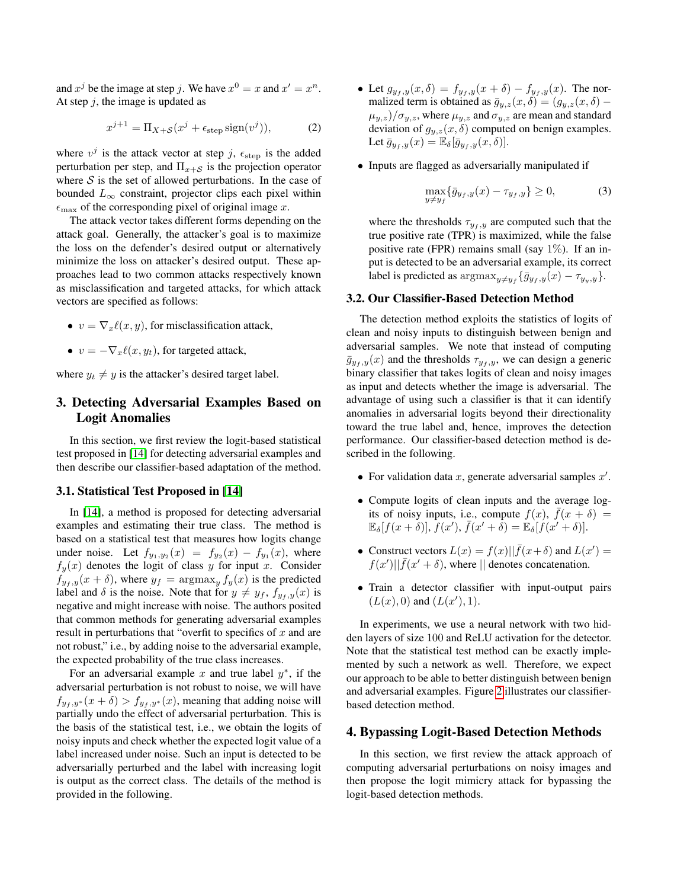and $x^j$ be the image at step $j$. We have $x^0 = x$ and $x' = x^n$. At step $j$, the image is updated as

$$x^{j+1} = \Pi_{X+\mathcal{S}}(x^j + \epsilon_{\text{step}} \operatorname{sign}(v^j)), \tag{2}$$

where $v^j$ is the attack vector at step $j$, $\epsilon_{\text{step}}$ is the added perturbation per step, and $\Pi_{x+\mathcal{S}}$ is the projection operator where $\mathcal{S}$ is the set of allowed perturbations. In the case of bounded $L_\infty$ constraint, projector clips each pixel within $\epsilon_{\max}$ of the corresponding pixel of original image $x$.

The attack vector takes different forms depending on the attack goal. Generally, the attacker's goal is to maximize the loss on the defender's desired output or alternatively minimize the loss on attacker's desired output. These approaches lead to two common attacks respectively known as misclassification and targeted attacks, for which attack vectors are specified as follows:

- $v = \nabla_x \ell(x, y)$, for misclassification attack,
- $v = -\nabla_x \ell(x, y_t)$, for targeted attack,

where $y_t \neq y$ is the attacker's desired target label.

## 3. Detecting Adversarial Examples Based on Logit Anomalies

In this section, we first review the logit-based statistical test proposed in [14] for detecting adversarial examples and then describe our classifier-based adaptation of the method.

### 3.1. Statistical Test Proposed in [14]

In [14], a method is proposed for detecting adversarial examples and estimating their true class. The method is based on a statistical test that measures how logits change under noise. Let $f_{y_1,y_2}(x) = f_{y_2}(x) - f_{y_1}(x)$, where $f_y(x)$ denotes the logit of class $y$ for input $x$. Consider $f_{y_f,y}(x+\delta)$, where $y_f = \operatorname{argmax}_y f_y(x)$ is the predicted label and $\delta$ is the noise. Note that for $y \neq y_f$, $f_{y_f,y}(x)$ is negative and might increase with noise. The authors posited that common methods for generating adversarial examples result in perturbations that "overfit to specifics of $x$ and are not robust," i.e., by adding noise to the adversarial example, the expected probability of the true class increases.

For an adversarial example $x$ and true label $y^*$, if the adversarial perturbation is not robust to noise, we will have $f_{y_f,y^*}(x+\delta) > f_{y_f,y^*}(x)$, meaning that adding noise will partially undo the effect of adversarial perturbation. This is the basis of the statistical test, i.e., we obtain the logits of noisy inputs and check whether the expected logit value of a label increased under noise. Such an input is detected to be adversarially perturbed and the label with increasing logit is output as the correct class. The details of the method is provided in the following.

- Let $g_{y_f,y}(x,\delta) = f_{y_f,y}(x+\delta) - f_{y_f,y}(x)$. The normalized term is obtained as $\bar{g}_{y,z}(x,\delta) = (g_{y,z}(x,\delta) - \mu_{y,z})/\sigma_{y,z}$, where $\mu_{y,z}$ and $\sigma_{y,z}$ are mean and standard deviation of $g_{y,z}(x,\delta)$ computed on benign examples. Let $\bar{g}_{y_f,y}(x) = \mathbb{E}_\delta[\bar{g}_{y_f,y}(x,\delta)]$.
- Inputs are flagged as adversarially manipulated if

$$\max_{y \neq y_f} \{\bar{g}_{y_f,y}(x) - \tau_{y_f,y}\} \geq 0, \tag{3}$$

where the thresholds $\tau_{y_f,y}$ are computed such that the true positive rate (TPR) is maximized, while the false positive rate (FPR) remains small (say 1%). If an input is detected to be an adversarial example, its correct label is predicted as $\operatorname{argmax}_{y \neq y_f}\{\bar{g}_{y_f,y}(x) - \tau_{y_y,y}\}$.

### 3.2. Our Classifier-Based Detection Method

The detection method exploits the statistics of logits of clean and noisy inputs to distinguish between benign and adversarial samples. We note that instead of computing $\bar{g}_{y_f,y}(x)$ and the thresholds $\tau_{y_f,y}$, we can design a generic binary classifier that takes logits of clean and noisy images as input and detects whether the image is adversarial. The advantage of using such a classifier is that it can identify anomalies in adversarial logits beyond their directionality toward the true label and, hence, improves the detection performance. Our classifier-based detection method is described in the following.

- For validation data $x$, generate adversarial samples $x'$.
- Compute logits of clean inputs and the average logits of noisy inputs, i.e., compute $f(x)$, $\bar{f}(x+\delta) = \mathbb{E}_\delta[f(x+\delta)]$, $f(x')$, $\bar{f}(x'+\delta) = \mathbb{E}_\delta[f(x'+\delta)]$.
- Construct vectors $L(x) = f(x) || \bar{f}(x+\delta)$ and $L(x') = f(x') || \bar{f}(x'+\delta)$, where $||$ denotes concatenation.
- Train a detector classifier with input-output pairs $(L(x), 0)$ and $(L(x'), 1)$.

In experiments, we use a neural network with two hidden layers of size 100 and ReLU activation for the detector. Note that the statistical test method can be exactly implemented by such a network as well. Therefore, we expect our approach to be able to better distinguish between benign and adversarial examples. Figure 2 illustrates our classifier-based detection method.

## 4. Bypassing Logit-Based Detection Methods

In this section, we first review the attack approach of computing adversarial perturbations on noisy images and then propose the logit mimicry attack for bypassing the logit-based detection methods.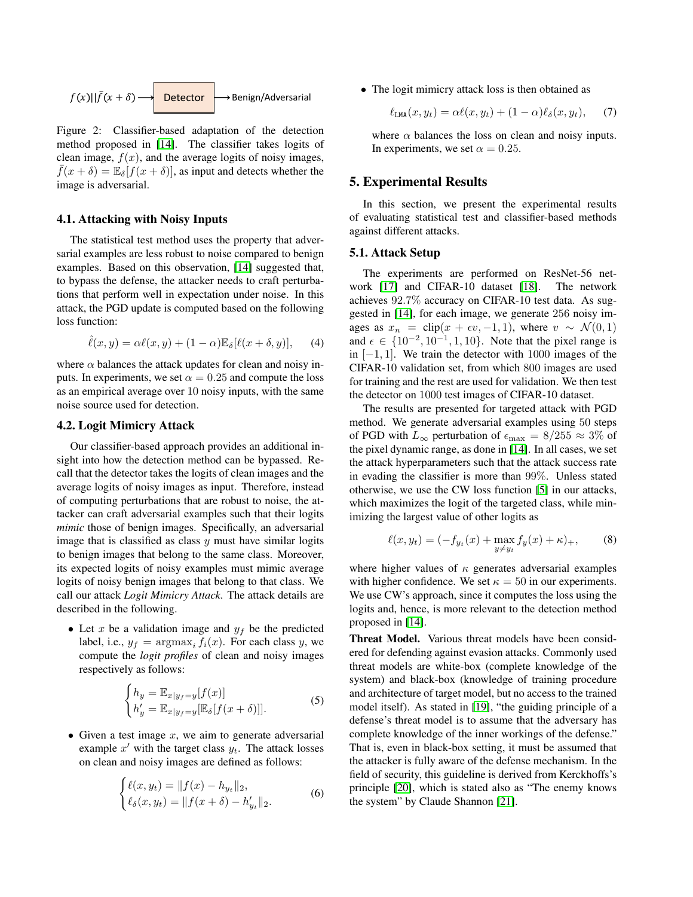$f(x)||\bar{f}(x+\delta) \longrightarrow$ Detector $\longrightarrow$ Benign/Adversarial

Figure 2: Classifier-based adaptation of the detection method proposed in [14]. The classifier takes logits of clean image, $f(x)$, and the average logits of noisy images, $\bar{f}(x+\delta) = \mathbb{E}_\delta[f(x+\delta)]$, as input and detects whether the image is adversarial.

### 4.1. Attacking with Noisy Inputs

The statistical test method uses the property that adversarial examples are less robust to noise compared to benign examples. Based on this observation, [14] suggested that, to bypass the defense, the attacker needs to craft perturbations that perform well in expectation under noise. In this attack, the PGD update is computed based on the following loss function:

$$\hat{\ell}(x,y) = \alpha\ell(x,y) + (1-\alpha)\mathbb{E}_\delta[\ell(x+\delta,y)], \quad (4)$$

where $\alpha$ balances the attack updates for clean and noisy inputs. In experiments, we set $\alpha = 0.25$ and compute the loss as an empirical average over 10 noisy inputs, with the same noise source used for detection.

### 4.2. Logit Mimicry Attack

Our classifier-based approach provides an additional insight into how the detection method can be bypassed. Recall that the detector takes the logits of clean images and the average logits of noisy images as input. Therefore, instead of computing perturbations that are robust to noise, the attacker can craft adversarial examples such that their logits *mimic* those of benign images. Specifically, an adversarial image that is classified as class $y$ must have similar logits to benign images that belong to the same class. Moreover, its expected logits of noisy examples must mimic average logits of noisy benign images that belong to that class. We call our attack *Logit Mimicry Attack.* The attack details are described in the following.

- Let $x$ be a validation image and $y_f$ be the predicted label, i.e., $y_f = \text{argmax}_i f_i(x)$. For each class $y$, we compute the *logit profiles* of clean and noisy images respectively as follows:

$$\begin{cases} h_y = \mathbb{E}_{x|y_f=y}[f(x)] \\ h'_y = \mathbb{E}_{x|y_f=y}[\mathbb{E}_\delta[f(x+\delta)]]. \end{cases} \quad (5)$$

- Given a test image $x$, we aim to generate adversarial example $x'$ with the target class $y_t$. The attack losses on clean and noisy images are defined as follows:

$$\begin{cases} \ell(x,y_t) = \|f(x) - h_{y_t}\|_2, \\ \ell_\delta(x,y_t) = \|f(x+\delta) - h'_{y_t}\|_2. \end{cases} \quad (6)$$

- The logit mimicry attack loss is then obtained as

$$\ell_{\texttt{LMA}}(x,y_t) = \alpha\ell(x,y_t) + (1-\alpha)\ell_\delta(x,y_t), \quad (7)$$

where $\alpha$ balances the loss on clean and noisy inputs. In experiments, we set $\alpha = 0.25$.

## 5. Experimental Results

In this section, we present the experimental results of evaluating statistical test and classifier-based methods against different attacks.

### 5.1. Attack Setup

The experiments are performed on ResNet-56 network [17] and CIFAR-10 dataset [18]. The network achieves 92.7% accuracy on CIFAR-10 test data. As suggested in [14], for each image, we generate 256 noisy images as $x_n = \text{clip}(x + \epsilon v, -1, 1)$, where $v \sim \mathcal{N}(0,1)$ and $\epsilon \in \{10^{-2}, 10^{-1}, 1, 10\}$. Note that the pixel range is in $[-1,1]$. We train the detector with 1000 images of the CIFAR-10 validation set, from which 800 images are used for training and the rest are used for validation. We then test the detector on 1000 test images of CIFAR-10 dataset.

The results are presented for targeted attack with PGD method. We generate adversarial examples using 50 steps of PGD with $L_\infty$ perturbation of $\epsilon_{\max} = 8/255 \approx 3\%$ of the pixel dynamic range, as done in [14]. In all cases, we set the attack hyperparameters such that the attack success rate in evading the classifier is more than 99%. Unless stated otherwise, we use the CW loss function [5] in our attacks, which maximizes the logit of the targeted class, while minimizing the largest value of other logits as

$$\ell(x,y_t) = (-f_{y_t}(x) + \max_{y \neq y_t} f_y(x) + \kappa)_+, \quad (8)$$

where higher values of $\kappa$ generates adversarial examples with higher confidence. We set $\kappa = 50$ in our experiments. We use CW's approach, since it computes the loss using the logits and, hence, is more relevant to the detection method proposed in [14].

**Threat Model.** Various threat models have been considered for defending against evasion attacks. Commonly used threat models are white-box (complete knowledge of the system) and black-box (knowledge of training procedure and architecture of target model, but no access to the trained model itself). As stated in [19], "the guiding principle of a defense's threat model is to assume that the adversary has complete knowledge of the inner workings of the defense." That is, even in black-box setting, it must be assumed that the attacker is fully aware of the defense mechanism. In the field of security, this guideline is derived from Kerckhoffs's principle [20], which is stated also as "The enemy knows the system" by Claude Shannon [21].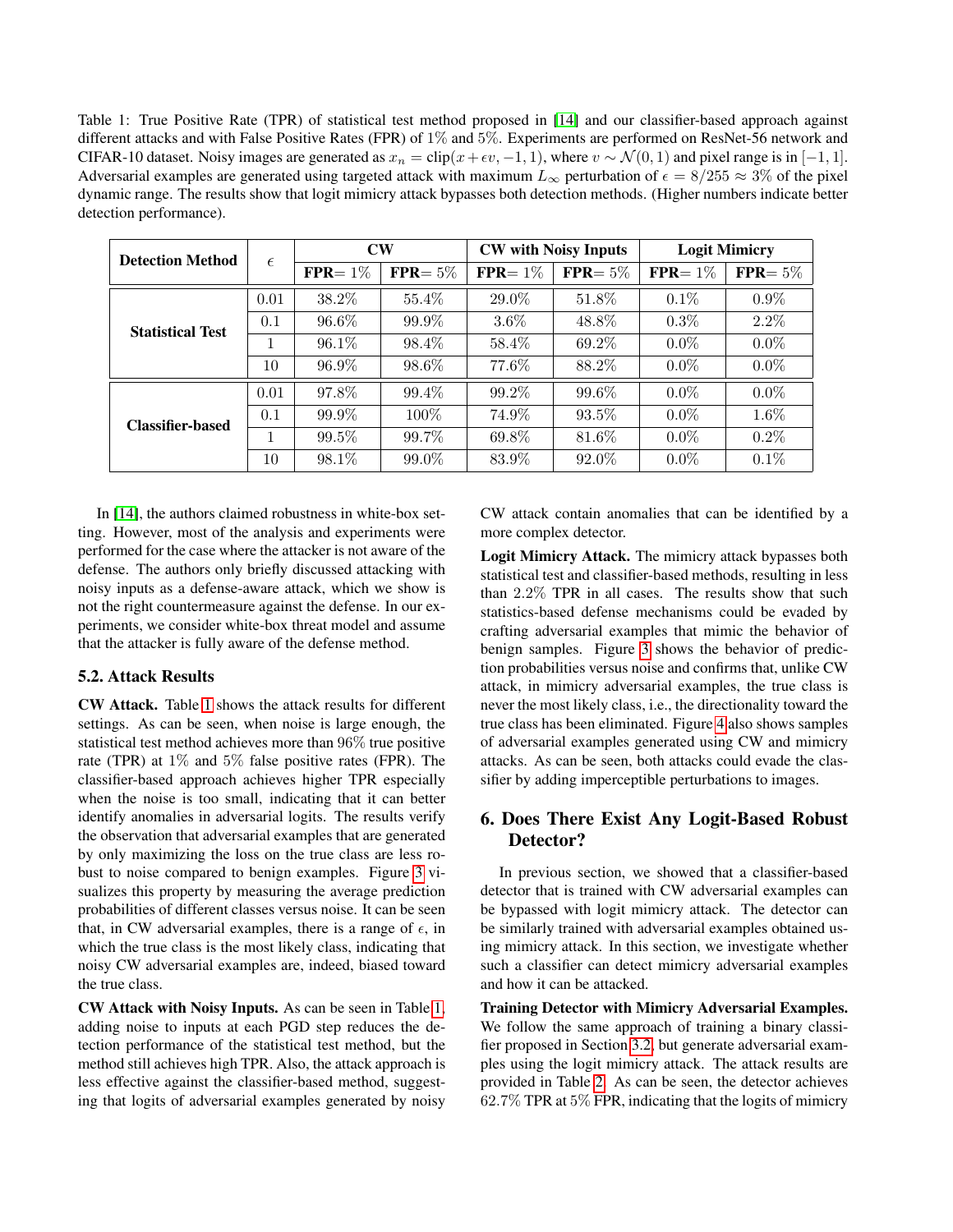Table 1: True Positive Rate (TPR) of statistical test method proposed in [14] and our classifier-based approach against different attacks and with False Positive Rates (FPR) of $1\%$ and $5\%$. Experiments are performed on ResNet-56 network and CIFAR-10 dataset. Noisy images are generated as $x_n = \text{clip}(x + \epsilon v, -1, 1)$, where $v \sim \mathcal{N}(0, 1)$ and pixel range is in $[-1, 1]$. Adversarial examples are generated using targeted attack with maximum $L_\infty$ perturbation of $\epsilon = 8/255 \approx 3\%$ of the pixel dynamic range. The results show that logit mimicry attack bypasses both detection methods. (Higher numbers indicate better detection performance).

| Detection Method | $\epsilon$ | CW | | CW with Noisy Inputs | | Logit Mimicry | |
|---|---|---|---|---|---|---|---|
| | | FPR= $1\%$ | FPR= $5\%$ | FPR= $1\%$ | FPR= $5\%$ | FPR= $1\%$ | FPR= $5\%$ |
| Statistical Test | 0.01 | 38.2% | 55.4% | 29.0% | 51.8% | 0.1% | 0.9% |
| | 0.1 | 96.6% | 99.9% | 3.6% | 48.8% | 0.3% | 2.2% |
| | 1 | 96.1% | 98.4% | 58.4% | 69.2% | 0.0% | 0.0% |
| | 10 | 96.9% | 98.6% | 77.6% | 88.2% | 0.0% | 0.0% |
| Classifier-based | 0.01 | 97.8% | 99.4% | 99.2% | 99.6% | 0.0% | 0.0% |
| | 0.1 | 99.9% | 100% | 74.9% | 93.5% | 0.0% | 1.6% |
| | 1 | 99.5% | 99.7% | 69.8% | 81.6% | 0.0% | 0.2% |
| | 10 | 98.1% | 99.0% | 83.9% | 92.0% | 0.0% | 0.1% |

In [14], the authors claimed robustness in white-box setting. However, most of the analysis and experiments were performed for the case where the attacker is not aware of the defense. The authors only briefly discussed attacking with noisy inputs as a defense-aware attack, which we show is not the right countermeasure against the defense. In our experiments, we consider white-box threat model and assume that the attacker is fully aware of the defense method.

### 5.2. Attack Results

**CW Attack.** Table 1 shows the attack results for different settings. As can be seen, when noise is large enough, the statistical test method achieves more than $96\%$ true positive rate (TPR) at $1\%$ and $5\%$ false positive rates (FPR). The classifier-based approach achieves higher TPR especially when the noise is too small, indicating that it can better identify anomalies in adversarial logits. The results verify the observation that adversarial examples that are generated by only maximizing the loss on the true class are less robust to noise compared to benign examples. Figure 3 visualizes this property by measuring the average prediction probabilities of different classes versus noise. It can be seen that, in CW adversarial examples, there is a range of $\epsilon$, in which the true class is the most likely class, indicating that noisy CW adversarial examples are, indeed, biased toward the true class.

**CW Attack with Noisy Inputs.** As can be seen in Table 1, adding noise to inputs at each PGD step reduces the detection performance of the statistical test method, but the method still achieves high TPR. Also, the attack approach is less effective against the classifier-based method, suggesting that logits of adversarial examples generated by noisy CW attack contain anomalies that can be identified by a more complex detector.

**Logit Mimicry Attack.** The mimicry attack bypasses both statistical test and classifier-based methods, resulting in less than $2.2\%$ TPR in all cases. The results show that such statistics-based defense mechanisms could be evaded by crafting adversarial examples that mimic the behavior of benign samples. Figure 3 shows the behavior of prediction probabilities versus noise and confirms that, unlike CW attack, in mimicry adversarial examples, the true class is never the most likely class, i.e., the directionality toward the true class has been eliminated. Figure 4 also shows samples of adversarial examples generated using CW and mimicry attacks. As can be seen, both attacks could evade the classifier by adding imperceptible perturbations to images.

## 6. Does There Exist Any Logit-Based Robust Detector?

In previous section, we showed that a classifier-based detector that is trained with CW adversarial examples can be bypassed with logit mimicry attack. The detector can be similarly trained with adversarial examples obtained using mimicry attack. In this section, we investigate whether such a classifier can detect mimicry adversarial examples and how it can be attacked.

**Training Detector with Mimicry Adversarial Examples.** We follow the same approach of training a binary classifier proposed in Section 3.2, but generate adversarial examples using the logit mimicry attack. The attack results are provided in Table 2. As can be seen, the detector achieves $62.7\%$ TPR at $5\%$ FPR, indicating that the logits of mimicry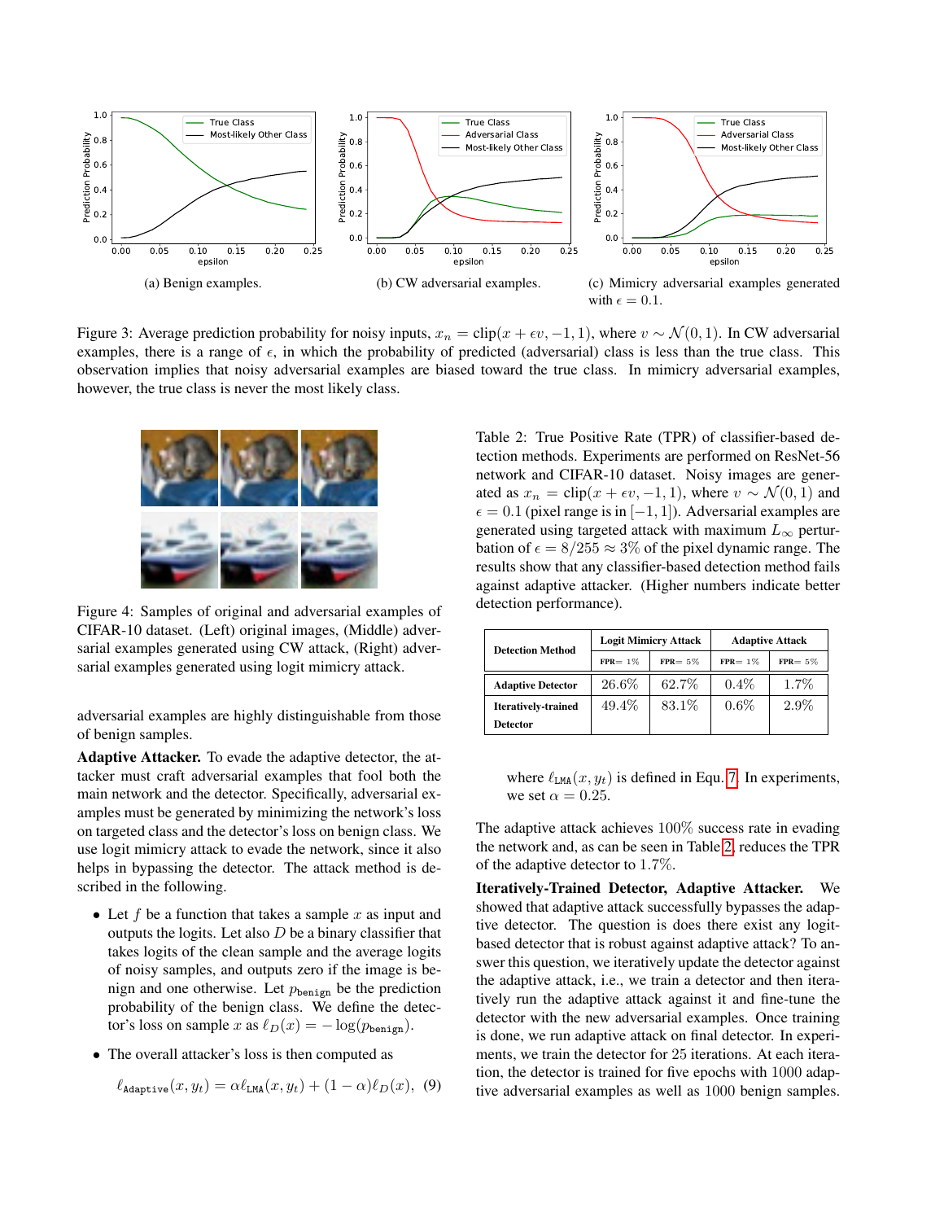(a) Benign examples.

(b) CW adversarial examples.

(c) Mimicry adversarial examples generated with $\epsilon = 0.1$.

Figure 3: Average prediction probability for noisy inputs, $x_n = \text{clip}(x + \epsilon v, -1, 1)$, where $v \sim \mathcal{N}(0, 1)$. In CW adversarial examples, there is a range of $\epsilon$, in which the probability of predicted (adversarial) class is less than the true class. This observation implies that noisy adversarial examples are biased toward the true class. In mimicry adversarial examples, however, the true class is never the most likely class.

Figure 4: Samples of original and adversarial examples of CIFAR-10 dataset. (Left) original images, (Middle) adversarial examples generated using CW attack, (Right) adversarial examples generated using logit mimicry attack.

adversarial examples are highly distinguishable from those of benign samples.

**Adaptive Attacker.** To evade the adaptive detector, the attacker must craft adversarial examples that fool both the main network and the detector. Specifically, adversarial examples must be generated by minimizing the network's loss on targeted class and the detector's loss on benign class. We use logit mimicry attack to evade the network, since it also helps in bypassing the detector. The attack method is described in the following.

- Let $f$ be a function that takes a sample $x$ as input and outputs the logits. Let also $D$ be a binary classifier that takes logits of the clean sample and the average logits of noisy samples, and outputs zero if the image is benign and one otherwise. Let $p_{\texttt{benign}}$ be the prediction probability of the benign class. We define the detector's loss on sample $x$ as $\ell_D(x) = -\log(p_{\texttt{benign}})$.
- The overall attacker's loss is then computed as

$$\ell_{\texttt{Adaptive}}(x, y_t) = \alpha \ell_{\texttt{LMA}}(x, y_t) + (1 - \alpha)\ell_D(x), \quad (9)$$

where $\ell_{\texttt{LMA}}(x, y_t)$ is defined in Equ. 7. In experiments, we set $\alpha = 0.25$.

Table 2: True Positive Rate (TPR) of classifier-based detection methods. Experiments are performed on ResNet-56 network and CIFAR-10 dataset. Noisy images are generated as $x_n = \text{clip}(x + \epsilon v, -1, 1)$, where $v \sim \mathcal{N}(0, 1)$ and $\epsilon = 0.1$ (pixel range is in $[-1, 1]$). Adversarial examples are generated using targeted attack with maximum $L_\infty$ perturbation of $\epsilon = 8/255 \approx 3\%$ of the pixel dynamic range. The results show that any classifier-based detection method fails against adaptive attacker. (Higher numbers indicate better detection performance).

| Detection Method | Logit Mimicry Attack | | Adaptive Attack | |
|---|---|---|---|---|
| | FPR= 1% | FPR= 5% | FPR= 1% | FPR= 5% |
| **Adaptive Detector** | 26.6% | 62.7% | 0.4% | 1.7% |
| **Iteratively-trained Detector** | 49.4% | 83.1% | 0.6% | 2.9% |

The adaptive attack achieves 100% success rate in evading the network and, as can be seen in Table 2, reduces the TPR of the adaptive detector to 1.7%.

**Iteratively-Trained Detector, Adaptive Attacker.** We showed that adaptive attack successfully bypasses the adaptive detector. The question is does there exist any logit-based detector that is robust against adaptive attack? To answer this question, we iteratively update the detector against the adaptive attack, i.e., we train a detector and then iteratively run the adaptive attack against it and fine-tune the detector with the new adversarial examples. Once training is done, we run adaptive attack on final detector. In experiments, we train the detector for 25 iterations. At each iteration, the detector is trained for five epochs with 1000 adaptive adversarial examples as well as 1000 benign samples.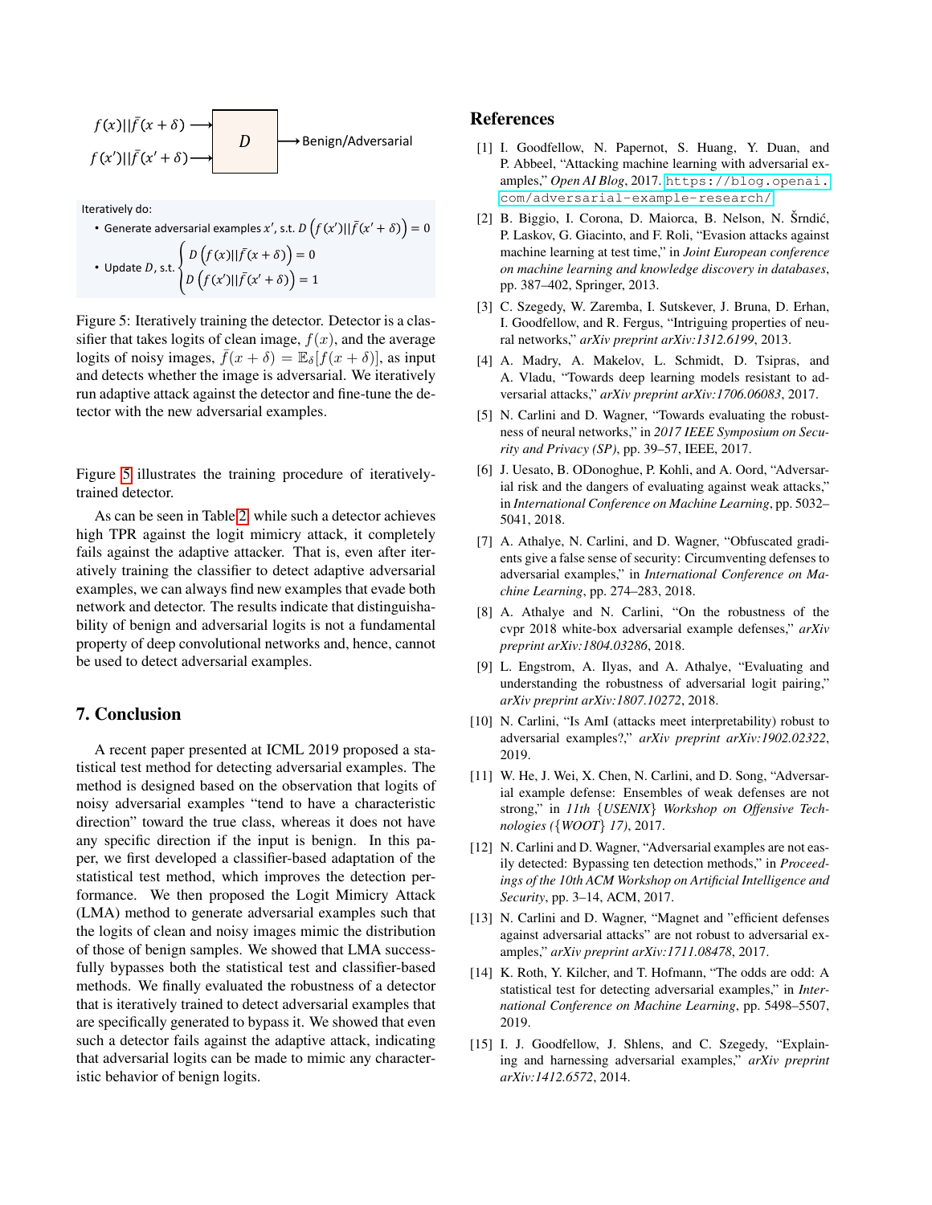$f(x)||\bar{f}(x+\delta)$ → $D$ → Benign/Adversarial

$f(x')||\bar{f}(x'+\delta)$ → $D$

Iteratively do:

- Generate adversarial examples $x'$, s.t. $D\left(f(x')||\bar{f}(x'+\delta)\right) = 0$
- Update $D$, s.t. $\begin{cases} D\left(f(x)||\bar{f}(x+\delta)\right) = 0 \\ D\left(f(x')||\bar{f}(x'+\delta)\right) = 1 \end{cases}$

Figure 5: Iteratively training the detector. Detector is a classifier that takes logits of clean image, $f(x)$, and the average logits of noisy images, $\bar{f}(x+\delta) = \mathbb{E}_\delta[f(x+\delta)]$, as input and detects whether the image is adversarial. We iteratively run adaptive attack against the detector and fine-tune the detector with the new adversarial examples.

Figure 5 illustrates the training procedure of iteratively-trained detector.

As can be seen in Table 2, while such a detector achieves high TPR against the logit mimicry attack, it completely fails against the adaptive attacker. That is, even after iteratively training the classifier to detect adaptive adversarial examples, we can always find new examples that evade both network and detector. The results indicate that distinguishability of benign and adversarial logits is not a fundamental property of deep convolutional networks and, hence, cannot be used to detect adversarial examples.

## 7. Conclusion

A recent paper presented at ICML 2019 proposed a statistical test method for detecting adversarial examples. The method is designed based on the observation that logits of noisy adversarial examples "tend to have a characteristic direction" toward the true class, whereas it does not have any specific direction if the input is benign. In this paper, we first developed a classifier-based adaptation of the statistical test method, which improves the detection performance. We then proposed the Logit Mimicry Attack (LMA) method to generate adversarial examples such that the logits of clean and noisy images mimic the distribution of those of benign samples. We showed that LMA successfully bypasses both the statistical test and classifier-based methods. We finally evaluated the robustness of a detector that is iteratively trained to detect adversarial examples that are specifically generated to bypass it. We showed that even such a detector fails against the adaptive attack, indicating that adversarial logits can be made to mimic any characteristic behavior of benign logits.

## References

[1] I. Goodfellow, N. Papernot, S. Huang, Y. Duan, and P. Abbeel, "Attacking machine learning with adversarial examples," *Open AI Blog*, 2017. https://blog.openai.com/adversarial-example-research/

[2] B. Biggio, I. Corona, D. Maiorca, B. Nelson, N. Šrndić, P. Laskov, G. Giacinto, and F. Roli, "Evasion attacks against machine learning at test time," in *Joint European conference on machine learning and knowledge discovery in databases*, pp. 387–402, Springer, 2013.

[3] C. Szegedy, W. Zaremba, I. Sutskever, J. Bruna, D. Erhan, I. Goodfellow, and R. Fergus, "Intriguing properties of neural networks," *arXiv preprint arXiv:1312.6199*, 2013.

[4] A. Madry, A. Makelov, L. Schmidt, D. Tsipras, and A. Vladu, "Towards deep learning models resistant to adversarial attacks," *arXiv preprint arXiv:1706.06083*, 2017.

[5] N. Carlini and D. Wagner, "Towards evaluating the robustness of neural networks," in *2017 IEEE Symposium on Security and Privacy (SP)*, pp. 39–57, IEEE, 2017.

[6] J. Uesato, B. ODonoghue, P. Kohli, and A. Oord, "Adversarial risk and the dangers of evaluating against weak attacks," in *International Conference on Machine Learning*, pp. 5032–5041, 2018.

[7] A. Athalye, N. Carlini, and D. Wagner, "Obfuscated gradients give a false sense of security: Circumventing defenses to adversarial examples," in *International Conference on Machine Learning*, pp. 274–283, 2018.

[8] A. Athalye and N. Carlini, "On the robustness of the cvpr 2018 white-box adversarial example defenses," *arXiv preprint arXiv:1804.03286*, 2018.

[9] L. Engstrom, A. Ilyas, and A. Athalye, "Evaluating and understanding the robustness of adversarial logit pairing," *arXiv preprint arXiv:1807.10272*, 2018.

[10] N. Carlini, "Is AmI (attacks meet interpretability) robust to adversarial examples?," *arXiv preprint arXiv:1902.02322*, 2019.

[11] W. He, J. Wei, X. Chen, N. Carlini, and D. Song, "Adversarial example defense: Ensembles of weak defenses are not strong," in *11th {USENIX} Workshop on Offensive Technologies ({WOOT} 17)*, 2017.

[12] N. Carlini and D. Wagner, "Adversarial examples are not easily detected: Bypassing ten detection methods," in *Proceedings of the 10th ACM Workshop on Artificial Intelligence and Security*, pp. 3–14, ACM, 2017.

[13] N. Carlini and D. Wagner, "Magnet and "efficient defenses against adversarial attacks" are not robust to adversarial examples," *arXiv preprint arXiv:1711.08478*, 2017.

[14] K. Roth, Y. Kilcher, and T. Hofmann, "The odds are odd: A statistical test for detecting adversarial examples," in *International Conference on Machine Learning*, pp. 5498–5507, 2019.

[15] I. J. Goodfellow, J. Shlens, and C. Szegedy, "Explaining and harnessing adversarial examples," *arXiv preprint arXiv:1412.6572*, 2014.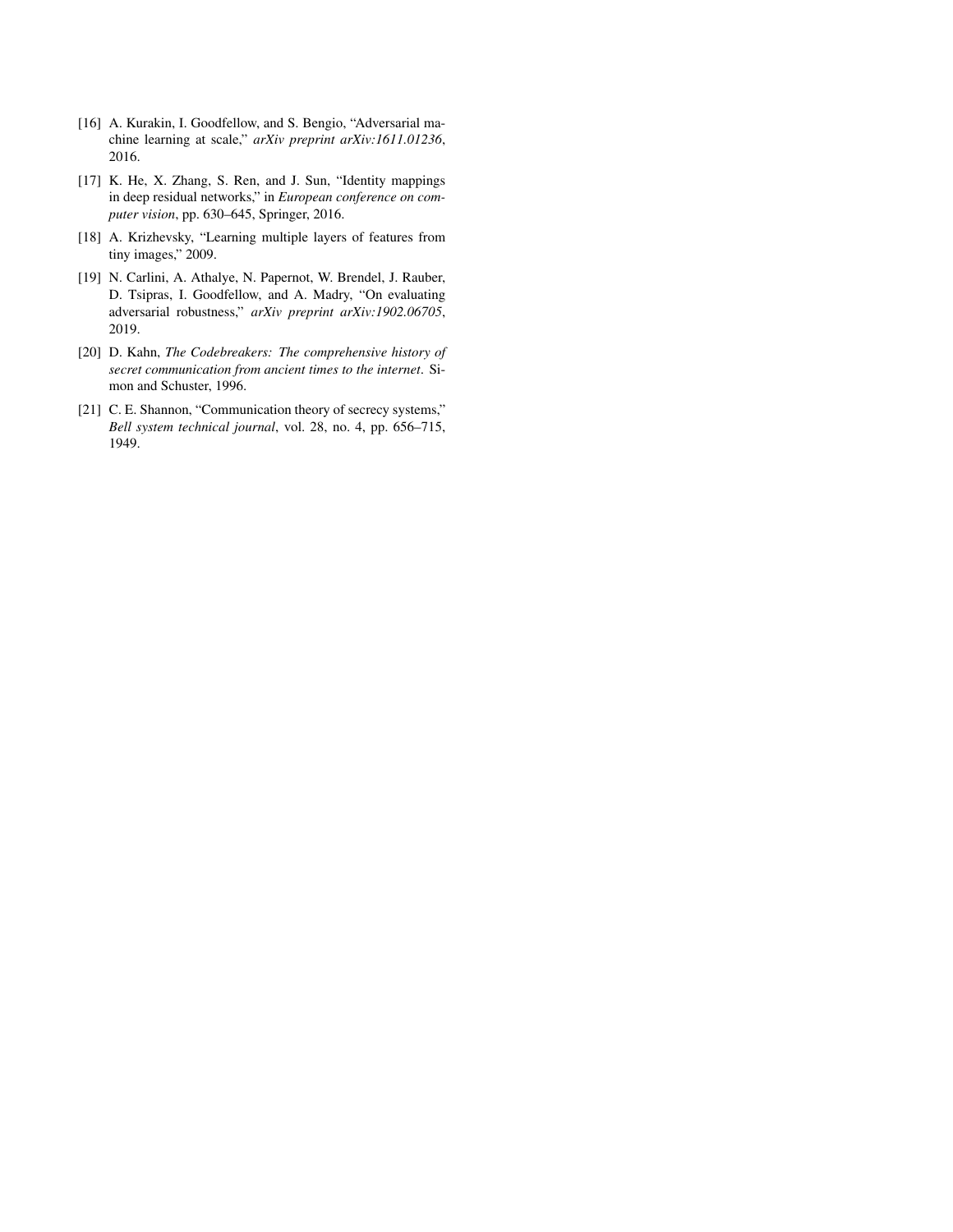[16] A. Kurakin, I. Goodfellow, and S. Bengio, "Adversarial machine learning at scale," *arXiv preprint arXiv:1611.01236*, 2016.

[17] K. He, X. Zhang, S. Ren, and J. Sun, "Identity mappings in deep residual networks," in *European conference on computer vision*, pp. 630–645, Springer, 2016.

[18] A. Krizhevsky, "Learning multiple layers of features from tiny images," 2009.

[19] N. Carlini, A. Athalye, N. Papernot, W. Brendel, J. Rauber, D. Tsipras, I. Goodfellow, and A. Madry, "On evaluating adversarial robustness," *arXiv preprint arXiv:1902.06705*, 2019.

[20] D. Kahn, *The Codebreakers: The comprehensive history of secret communication from ancient times to the internet*. Simon and Schuster, 1996.

[21] C. E. Shannon, "Communication theory of secrecy systems," *Bell system technical journal*, vol. 28, no. 4, pp. 656–715, 1949.